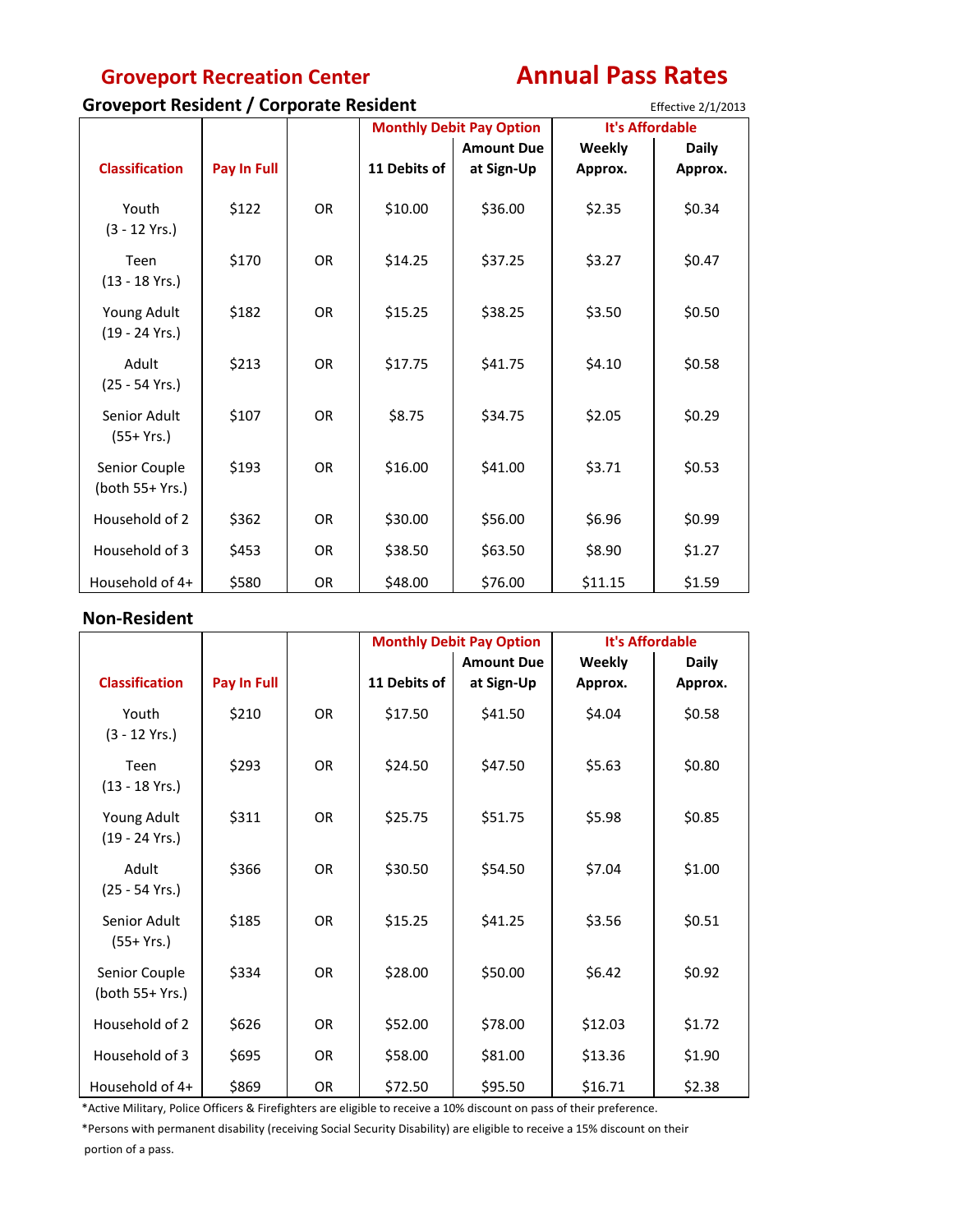# Groveport Recreation Center

# Annual Pass Rates

## Groveport Resident / Corporate Resident

Effective 2/1/2013

| Classification | Pay In Full | | Monthly Debit Pay Option | | It's Affordable | |
|---|---|---|---|---|---|---|
| | | | 11 Debits of | Amount Due at Sign-Up | Weekly Approx. | Daily Approx. |
| Youth (3 - 12 Yrs.) | $122 | OR | $10.00 | $36.00 | $2.35 | $0.34 |
| Teen (13 - 18 Yrs.) | $170 | OR | $14.25 | $37.25 | $3.27 | $0.47 |
| Young Adult (19 - 24 Yrs.) | $182 | OR | $15.25 | $38.25 | $3.50 | $0.50 |
| Adult (25 - 54 Yrs.) | $213 | OR | $17.75 | $41.75 | $4.10 | $0.58 |
| Senior Adult (55+ Yrs.) | $107 | OR | $8.75 | $34.75 | $2.05 | $0.29 |
| Senior Couple (both 55+ Yrs.) | $193 | OR | $16.00 | $41.00 | $3.71 | $0.53 |
| Household of 2 | $362 | OR | $30.00 | $56.00 | $6.96 | $0.99 |
| Household of 3 | $453 | OR | $38.50 | $63.50 | $8.90 | $1.27 |
| Household of 4+ | $580 | OR | $48.00 | $76.00 | $11.15 | $1.59 |

## Non-Resident

| Classification | Pay In Full | | Monthly Debit Pay Option | | It's Affordable | |
|---|---|---|---|---|---|---|
| | | | 11 Debits of | Amount Due at Sign-Up | Weekly Approx. | Daily Approx. |
| Youth (3 - 12 Yrs.) | $210 | OR | $17.50 | $41.50 | $4.04 | $0.58 |
| Teen (13 - 18 Yrs.) | $293 | OR | $24.50 | $47.50 | $5.63 | $0.80 |
| Young Adult (19 - 24 Yrs.) | $311 | OR | $25.75 | $51.75 | $5.98 | $0.85 |
| Adult (25 - 54 Yrs.) | $366 | OR | $30.50 | $54.50 | $7.04 | $1.00 |
| Senior Adult (55+ Yrs.) | $185 | OR | $15.25 | $41.25 | $3.56 | $0.51 |
| Senior Couple (both 55+ Yrs.) | $334 | OR | $28.00 | $50.00 | $6.42 | $0.92 |
| Household of 2 | $626 | OR | $52.00 | $78.00 | $12.03 | $1.72 |
| Household of 3 | $695 | OR | $58.00 | $81.00 | $13.36 | $1.90 |
| Household of 4+ | $869 | OR | $72.50 | $95.50 | $16.71 | $2.38 |

*Active Military, Police Officers & Firefighters are eligible to receive a 10% discount on pass of their preference.

*Persons with permanent disability (receiving Social Security Disability) are eligible to receive a 15% discount on their portion of a pass.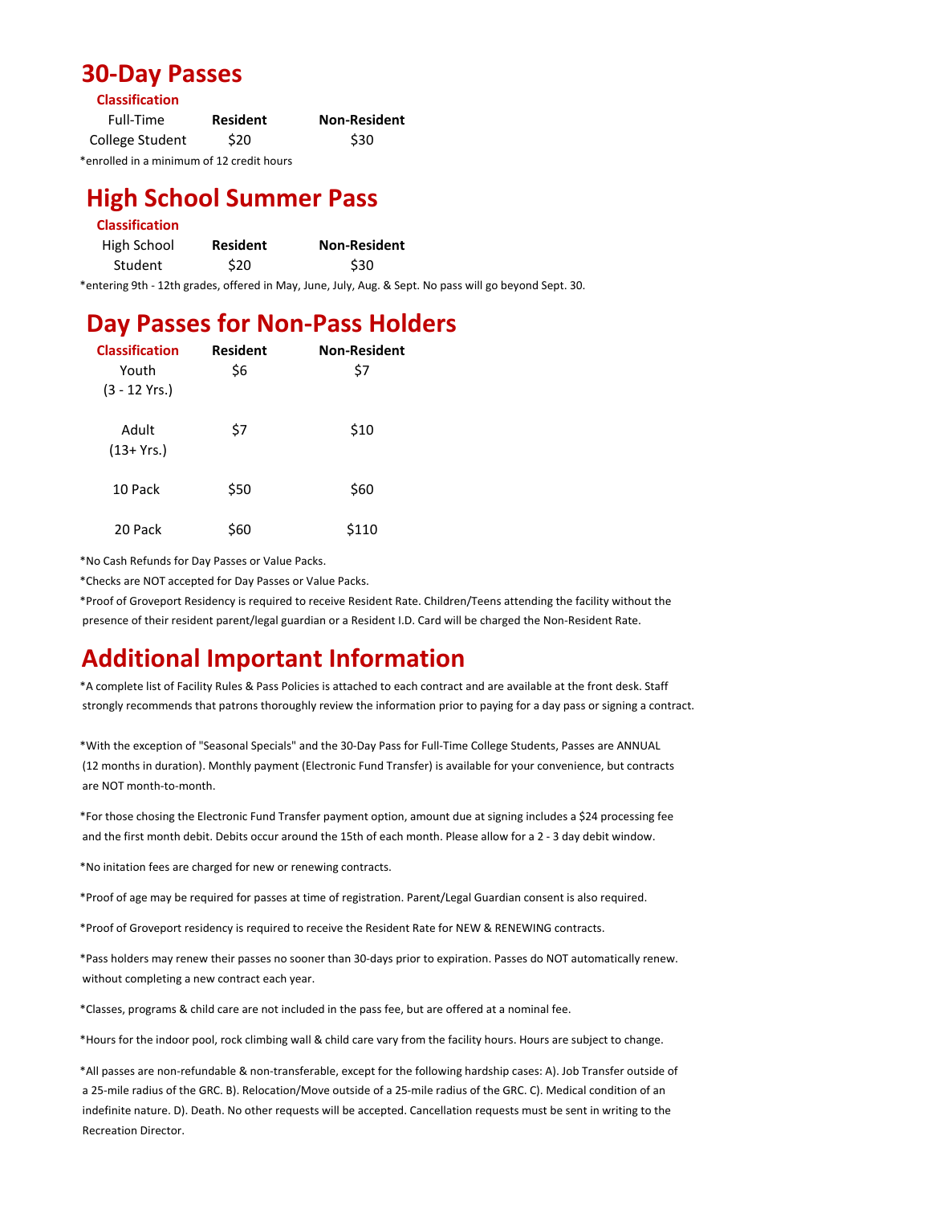## 30-Day Passes

| Classification | Resident | Non-Resident |
|---|---|---|
| Full-Time College Student | $20 | $30 |

*enrolled in a minimum of 12 credit hours

## High School Summer Pass

| Classification | Resident | Non-Resident |
|---|---|---|
| High School Student | $20 | $30 |

*entering 9th - 12th grades, offered in May, June, July, Aug. & Sept. No pass will go beyond Sept. 30.

## Day Passes for Non-Pass Holders

| Classification | Resident | Non-Resident |
|---|---|---|
| Youth (3 - 12 Yrs.) | $6 | $7 |
| Adult (13+ Yrs.) | $7 | $10 |
| 10 Pack | $50 | $60 |
| 20 Pack | $60 | $110 |

*No Cash Refunds for Day Passes or Value Packs.

*Checks are NOT accepted for Day Passes or Value Packs.

*Proof of Groveport Residency is required to receive Resident Rate. Children/Teens attending the facility without the presence of their resident parent/legal guardian or a Resident I.D. Card will be charged the Non-Resident Rate.

## Additional Important Information

*A complete list of Facility Rules & Pass Policies is attached to each contract and are available at the front desk. Staff strongly recommends that patrons thoroughly review the information prior to paying for a day pass or signing a contract.

*With the exception of "Seasonal Specials" and the 30-Day Pass for Full-Time College Students, Passes are ANNUAL (12 months in duration). Monthly payment (Electronic Fund Transfer) is available for your convenience, but contracts are NOT month-to-month.

*For those chosing the Electronic Fund Transfer payment option, amount due at signing includes a $24 processing fee and the first month debit. Debits occur around the 15th of each month. Please allow for a 2 - 3 day debit window.

*No initation fees are charged for new or renewing contracts.

*Proof of age may be required for passes at time of registration. Parent/Legal Guardian consent is also required.

*Proof of Groveport residency is required to receive the Resident Rate for NEW & RENEWING contracts.

*Pass holders may renew their passes no sooner than 30-days prior to expiration. Passes do NOT automatically renew. without completing a new contract each year.

*Classes, programs & child care are not included in the pass fee, but are offered at a nominal fee.

*Hours for the indoor pool, rock climbing wall & child care vary from the facility hours. Hours are subject to change.

*All passes are non-refundable & non-transferable, except for the following hardship cases: A). Job Transfer outside of a 25-mile radius of the GRC. B). Relocation/Move outside of a 25-mile radius of the GRC. C). Medical condition of an indefinite nature. D). Death. No other requests will be accepted. Cancellation requests must be sent in writing to the Recreation Director.